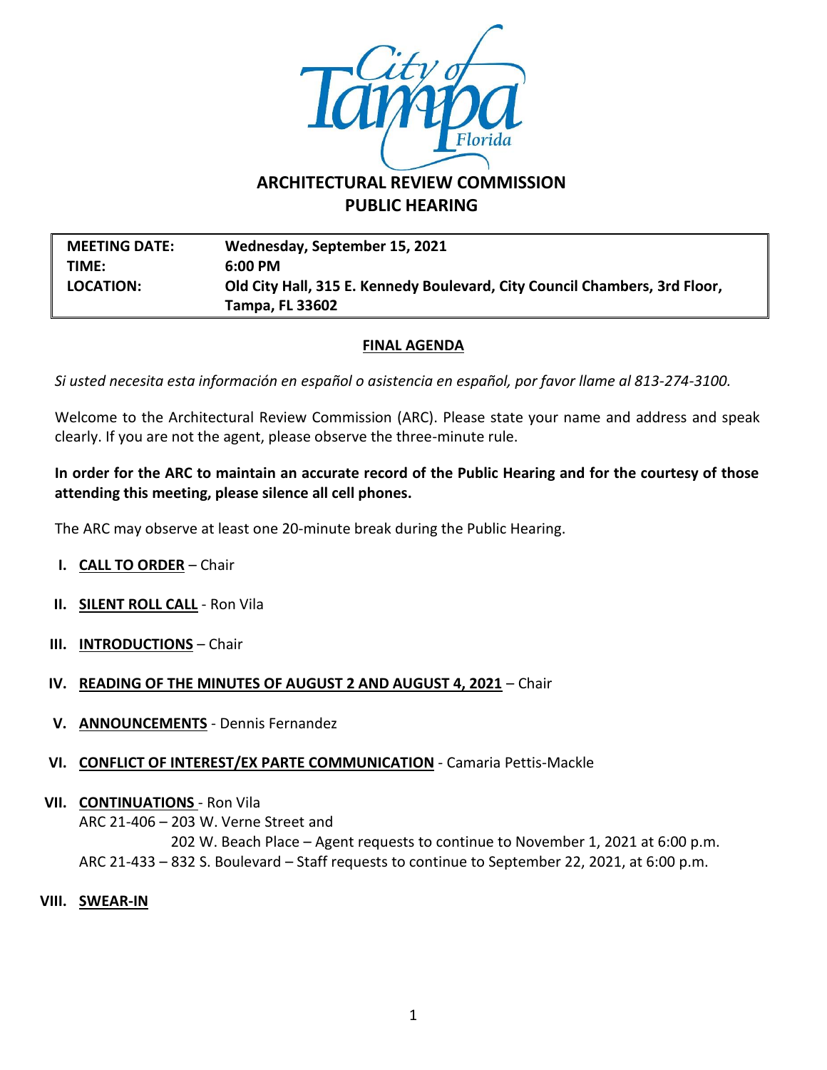# ARCHITECTURAL REVIEW COMMISSION
## PUBLIC HEARING

| | |
|---|---|
| **MEETING DATE:** | **Wednesday, September 15, 2021** |
| **TIME:** | **6:00 PM** |
| **LOCATION:** | **Old City Hall, 315 E. Kennedy Boulevard, City Council Chambers, 3rd Floor, Tampa, FL 33602** |

**FINAL AGENDA**

*Si usted necesita esta información en español o asistencia en español, por favor llame al 813-274-3100.*

Welcome to the Architectural Review Commission (ARC). Please state your name and address and speak clearly. If you are not the agent, please observe the three-minute rule.

**In order for the ARC to maintain an accurate record of the Public Hearing and for the courtesy of those attending this meeting, please silence all cell phones.**

The ARC may observe at least one 20-minute break during the Public Hearing.

**I. CALL TO ORDER** – Chair

**II. SILENT ROLL CALL** - Ron Vila

**III. INTRODUCTIONS** – Chair

**IV. READING OF THE MINUTES OF AUGUST 2 AND AUGUST 4, 2021** – Chair

**V. ANNOUNCEMENTS** - Dennis Fernandez

**VI. CONFLICT OF INTEREST/EX PARTE COMMUNICATION** - Camaria Pettis-Mackle

**VII. CONTINUATIONS** - Ron Vila

ARC 21-406 – 203 W. Verne Street and 202 W. Beach Place – Agent requests to continue to November 1, 2021 at 6:00 p.m.

ARC 21-433 – 832 S. Boulevard – Staff requests to continue to September 22, 2021, at 6:00 p.m.

**VIII. SWEAR-IN**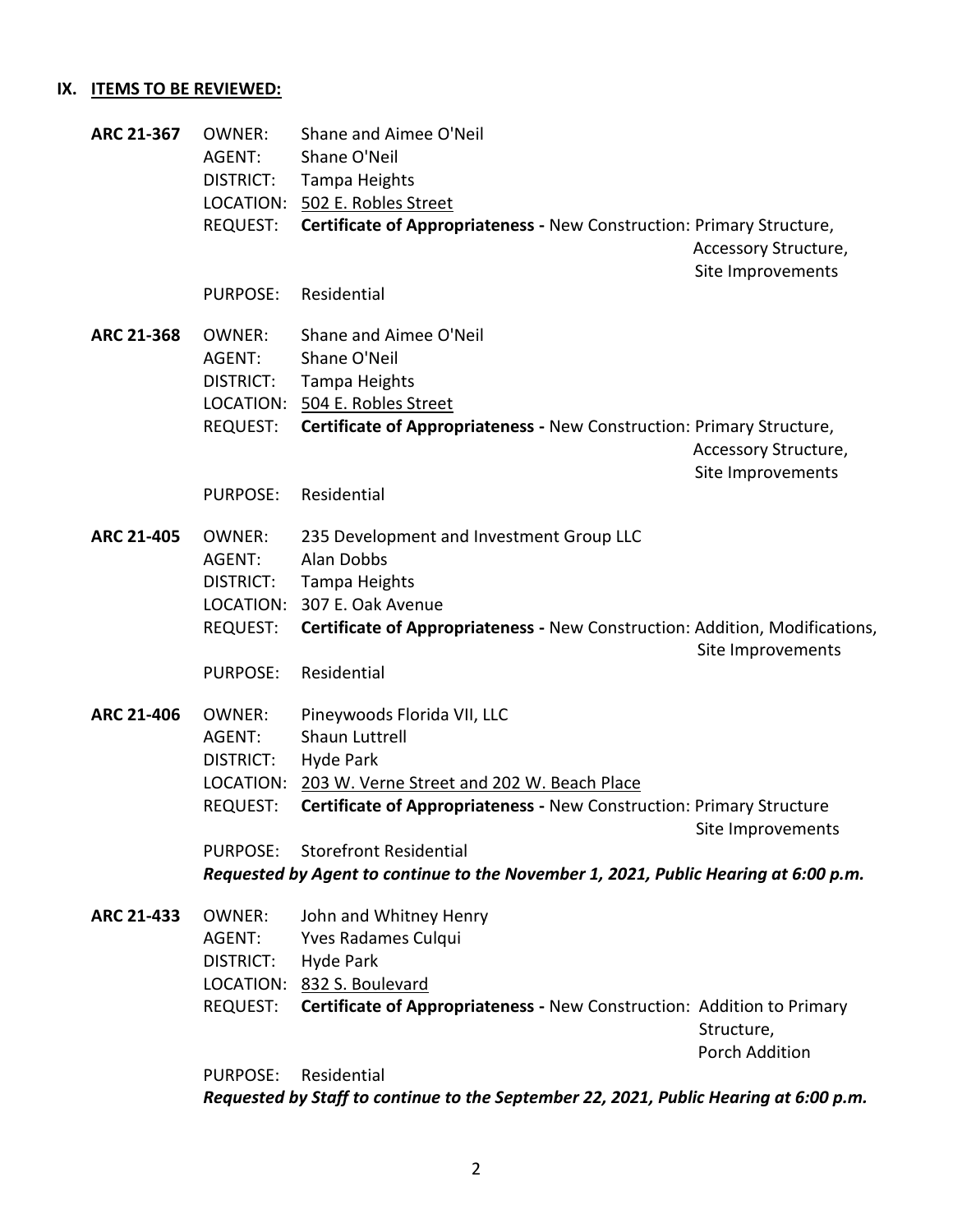## IX. ITEMS TO BE REVIEWED:

**ARC 21-367**
OWNER: Shane and Aimee O'Neil
AGENT: Shane O'Neil
DISTRICT: Tampa Heights
LOCATION: 502 E. Robles Street
REQUEST: **Certificate of Appropriateness -** New Construction: Primary Structure, Accessory Structure, Site Improvements
PURPOSE: Residential

**ARC 21-368**
OWNER: Shane and Aimee O'Neil
AGENT: Shane O'Neil
DISTRICT: Tampa Heights
LOCATION: 504 E. Robles Street
REQUEST: **Certificate of Appropriateness -** New Construction: Primary Structure, Accessory Structure, Site Improvements
PURPOSE: Residential

**ARC 21-405**
OWNER: 235 Development and Investment Group LLC
AGENT: Alan Dobbs
DISTRICT: Tampa Heights
LOCATION: 307 E. Oak Avenue
REQUEST: **Certificate of Appropriateness -** New Construction: Addition, Modifications, Site Improvements
PURPOSE: Residential

**ARC 21-406**
OWNER: Pineywoods Florida VII, LLC
AGENT: Shaun Luttrell
DISTRICT: Hyde Park
LOCATION: 203 W. Verne Street and 202 W. Beach Place
REQUEST: **Certificate of Appropriateness -** New Construction: Primary Structure Site Improvements
PURPOSE: Storefront Residential
***Requested by Agent to continue to the November 1, 2021, Public Hearing at 6:00 p.m.***

**ARC 21-433**
OWNER: John and Whitney Henry
AGENT: Yves Radames Culqui
DISTRICT: Hyde Park
LOCATION: 832 S. Boulevard
REQUEST: **Certificate of Appropriateness -** New Construction: Addition to Primary Structure, Porch Addition
PURPOSE: Residential
***Requested by Staff to continue to the September 22, 2021, Public Hearing at 6:00 p.m.***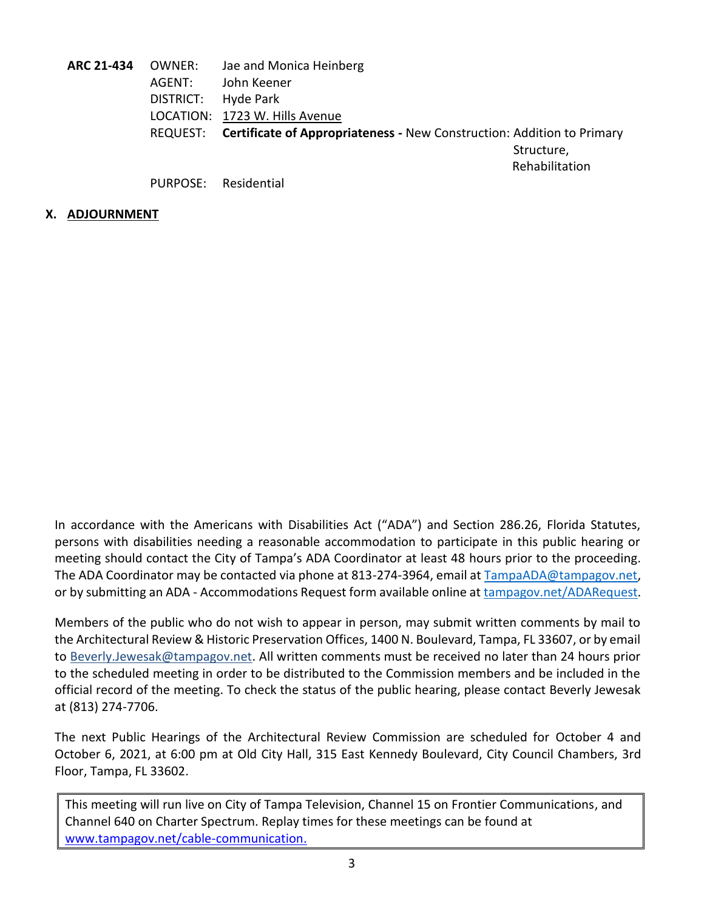**ARC 21-434**

OWNER: Jae and Monica Heinberg
AGENT: John Keener
DISTRICT: Hyde Park
LOCATION: 1723 W. Hills Avenue
REQUEST: **Certificate of Appropriateness -** New Construction: Addition to Primary Structure,
Rehabilitation
PURPOSE: Residential

## X. ADJOURNMENT

In accordance with the Americans with Disabilities Act ("ADA") and Section 286.26, Florida Statutes, persons with disabilities needing a reasonable accommodation to participate in this public hearing or meeting should contact the City of Tampa's ADA Coordinator at least 48 hours prior to the proceeding. The ADA Coordinator may be contacted via phone at 813-274-3964, email at TampaADA@tampagov.net, or by submitting an ADA - Accommodations Request form available online at tampagov.net/ADARequest.

Members of the public who do not wish to appear in person, may submit written comments by mail to the Architectural Review & Historic Preservation Offices, 1400 N. Boulevard, Tampa, FL 33607, or by email to Beverly.Jewesak@tampagov.net. All written comments must be received no later than 24 hours prior to the scheduled meeting in order to be distributed to the Commission members and be included in the official record of the meeting. To check the status of the public hearing, please contact Beverly Jewesak at (813) 274-7706.

The next Public Hearings of the Architectural Review Commission are scheduled for October 4 and October 6, 2021, at 6:00 pm at Old City Hall, 315 East Kennedy Boulevard, City Council Chambers, 3rd Floor, Tampa, FL 33602.

This meeting will run live on City of Tampa Television, Channel 15 on Frontier Communications, and Channel 640 on Charter Spectrum. Replay times for these meetings can be found at www.tampagov.net/cable-communication.